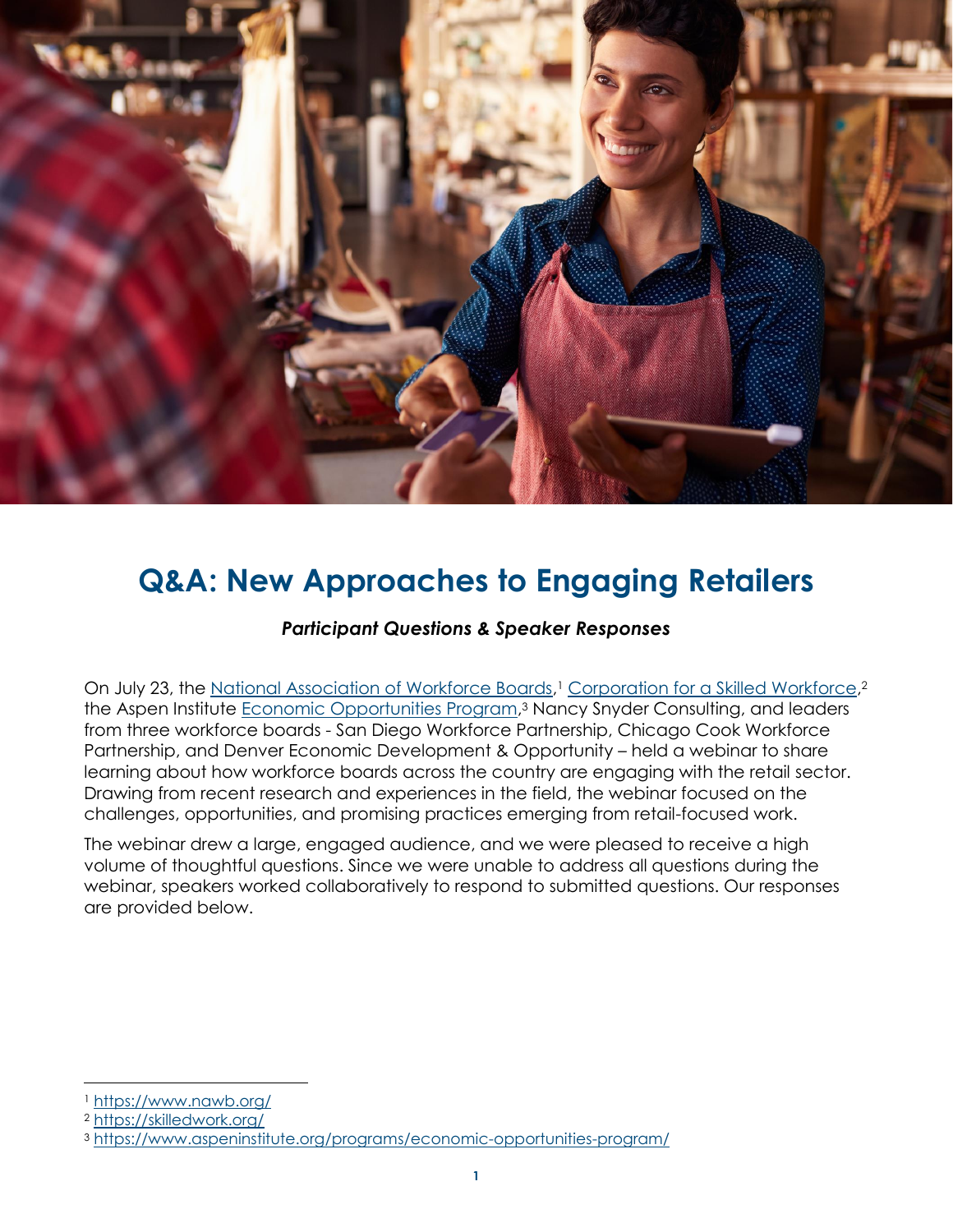# Q&A: New Approaches to Engaging Retailers

***Participant Questions & Speaker Responses***

On July 23, the National Association of Workforce Boards,[1] Corporation for a Skilled Workforce,[2] the Aspen Institute Economic Opportunities Program,[3] Nancy Snyder Consulting, and leaders from three workforce boards - San Diego Workforce Partnership, Chicago Cook Workforce Partnership, and Denver Economic Development & Opportunity – held a webinar to share learning about how workforce boards across the country are engaging with the retail sector. Drawing from recent research and experiences in the field, the webinar focused on the challenges, opportunities, and promising practices emerging from retail-focused work.

The webinar drew a large, engaged audience, and we were pleased to receive a high volume of thoughtful questions. Since we were unable to address all questions during the webinar, speakers worked collaboratively to respond to submitted questions. Our responses are provided below.

---

[1] https://www.nawb.org/

[2] https://skilledwork.org/

[3] https://www.aspeninstitute.org/programs/economic-opportunities-program/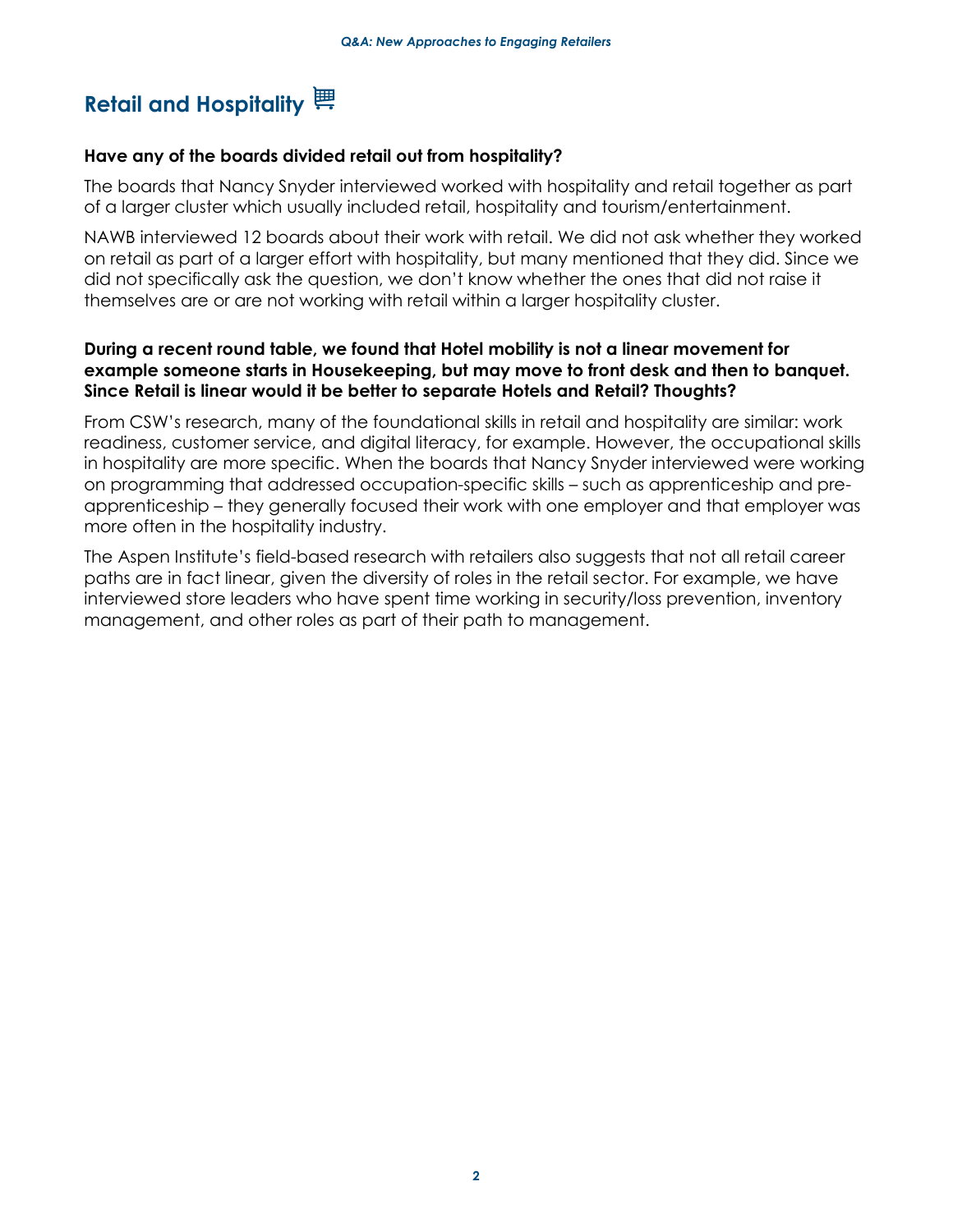## Retail and Hospitality

**Have any of the boards divided retail out from hospitality?**

The boards that Nancy Snyder interviewed worked with hospitality and retail together as part of a larger cluster which usually included retail, hospitality and tourism/entertainment.

NAWB interviewed 12 boards about their work with retail. We did not ask whether they worked on retail as part of a larger effort with hospitality, but many mentioned that they did. Since we did not specifically ask the question, we don't know whether the ones that did not raise it themselves are or are not working with retail within a larger hospitality cluster.

**During a recent round table, we found that Hotel mobility is not a linear movement for example someone starts in Housekeeping, but may move to front desk and then to banquet. Since Retail is linear would it be better to separate Hotels and Retail? Thoughts?**

From CSW's research, many of the foundational skills in retail and hospitality are similar: work readiness, customer service, and digital literacy, for example. However, the occupational skills in hospitality are more specific. When the boards that Nancy Snyder interviewed were working on programming that addressed occupation-specific skills – such as apprenticeship and pre-apprenticeship – they generally focused their work with one employer and that employer was more often in the hospitality industry.

The Aspen Institute's field-based research with retailers also suggests that not all retail career paths are in fact linear, given the diversity of roles in the retail sector. For example, we have interviewed store leaders who have spent time working in security/loss prevention, inventory management, and other roles as part of their path to management.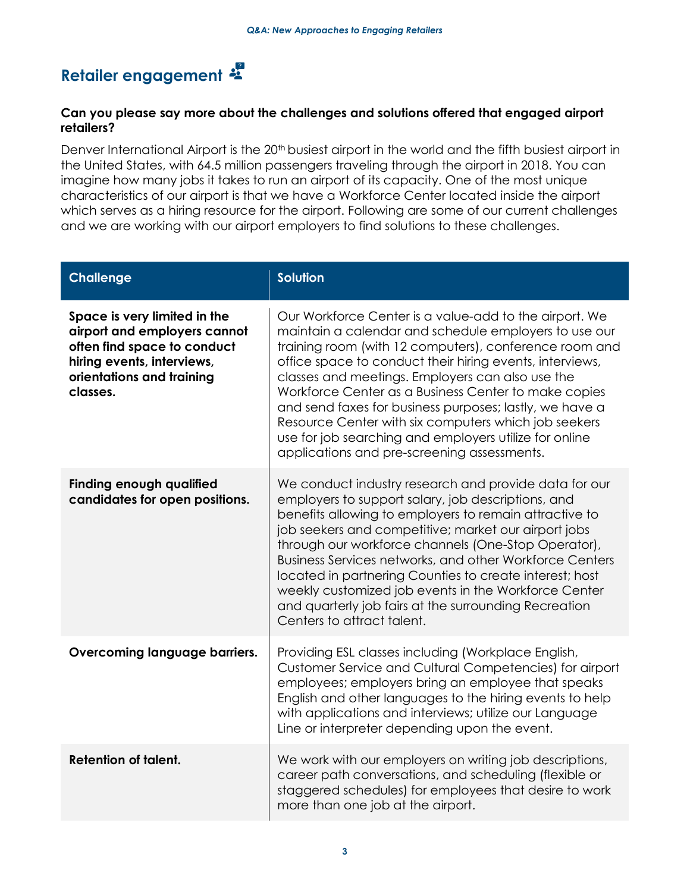## Retailer engagement

**Can you please say more about the challenges and solutions offered that engaged airport retailers?**

Denver International Airport is the 20th busiest airport in the world and the fifth busiest airport in the United States, with 64.5 million passengers traveling through the airport in 2018. You can imagine how many jobs it takes to run an airport of its capacity. One of the most unique characteristics of our airport is that we have a Workforce Center located inside the airport which serves as a hiring resource for the airport. Following are some of our current challenges and we are working with our airport employers to find solutions to these challenges.

| Challenge | Solution |
|---|---|
| **Space is very limited in the airport and employers cannot often find space to conduct hiring events, interviews, orientations and training classes.** | Our Workforce Center is a value-add to the airport. We maintain a calendar and schedule employers to use our training room (with 12 computers), conference room and office space to conduct their hiring events, interviews, classes and meetings. Employers can also use the Workforce Center as a Business Center to make copies and send faxes for business purposes; lastly, we have a Resource Center with six computers which job seekers use for job searching and employers utilize for online applications and pre-screening assessments. |
| **Finding enough qualified candidates for open positions.** | We conduct industry research and provide data for our employers to support salary, job descriptions, and benefits allowing to employers to remain attractive to job seekers and competitive; market our airport jobs through our workforce channels (One-Stop Operator), Business Services networks, and other Workforce Centers located in partnering Counties to create interest; host weekly customized job events in the Workforce Center and quarterly job fairs at the surrounding Recreation Centers to attract talent. |
| **Overcoming language barriers.** | Providing ESL classes including (Workplace English, Customer Service and Cultural Competencies) for airport employees; employers bring an employee that speaks English and other languages to the hiring events to help with applications and interviews; utilize our Language Line or interpreter depending upon the event. |
| **Retention of talent.** | We work with our employers on writing job descriptions, career path conversations, and scheduling (flexible or staggered schedules) for employees that desire to work more than one job at the airport. |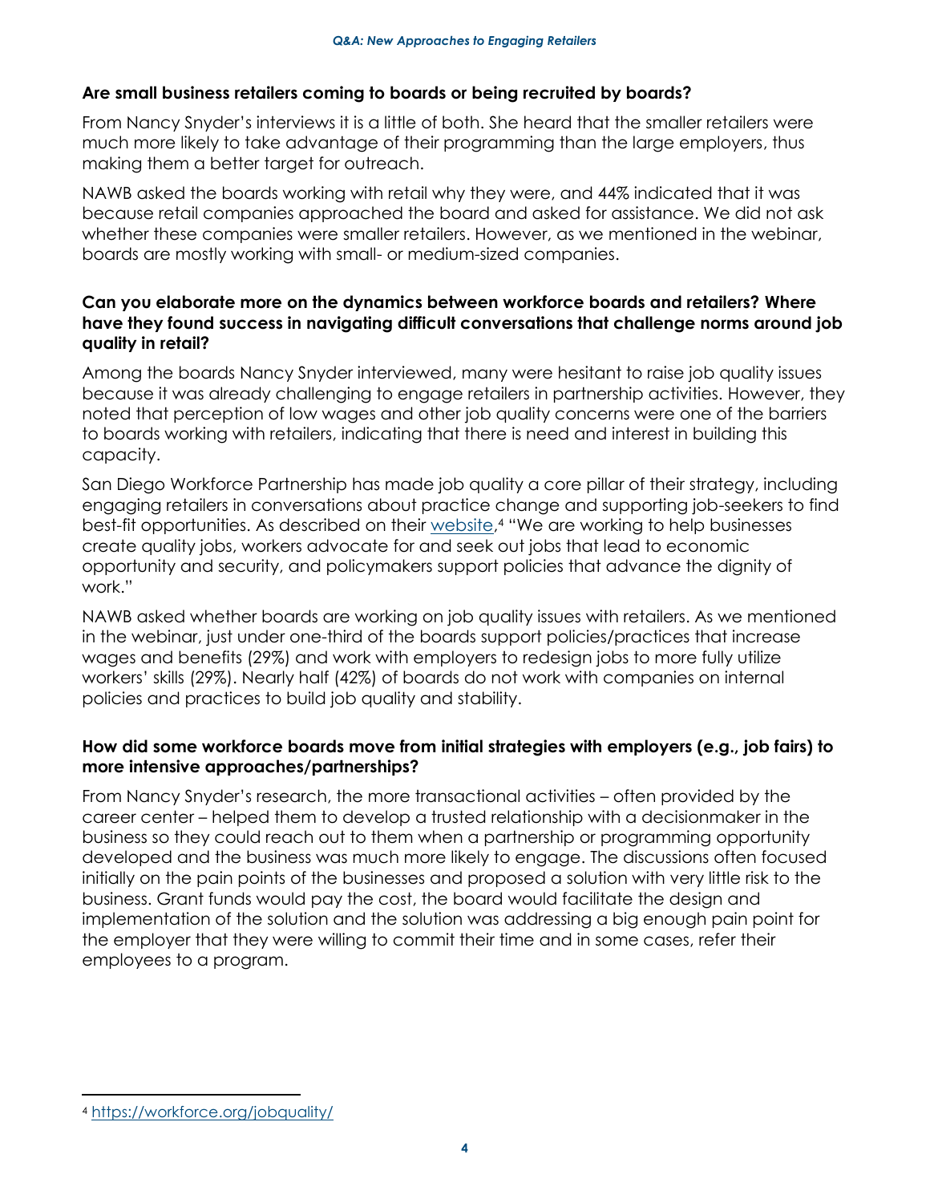### Are small business retailers coming to boards or being recruited by boards?

From Nancy Snyder's interviews it is a little of both. She heard that the smaller retailers were much more likely to take advantage of their programming than the large employers, thus making them a better target for outreach.

NAWB asked the boards working with retail why they were, and 44% indicated that it was because retail companies approached the board and asked for assistance. We did not ask whether these companies were smaller retailers. However, as we mentioned in the webinar, boards are mostly working with small- or medium-sized companies.

### Can you elaborate more on the dynamics between workforce boards and retailers? Where have they found success in navigating difficult conversations that challenge norms around job quality in retail?

Among the boards Nancy Snyder interviewed, many were hesitant to raise job quality issues because it was already challenging to engage retailers in partnership activities. However, they noted that perception of low wages and other job quality concerns were one of the barriers to boards working with retailers, indicating that there is need and interest in building this capacity.

San Diego Workforce Partnership has made job quality a core pillar of their strategy, including engaging retailers in conversations about practice change and supporting job-seekers to find best-fit opportunities. As described on their website,[4] "We are working to help businesses create quality jobs, workers advocate for and seek out jobs that lead to economic opportunity and security, and policymakers support policies that advance the dignity of work."

NAWB asked whether boards are working on job quality issues with retailers. As we mentioned in the webinar, just under one-third of the boards support policies/practices that increase wages and benefits (29%) and work with employers to redesign jobs to more fully utilize workers' skills (29%). Nearly half (42%) of boards do not work with companies on internal policies and practices to build job quality and stability.

### How did some workforce boards move from initial strategies with employers (e.g., job fairs) to more intensive approaches/partnerships?

From Nancy Snyder's research, the more transactional activities – often provided by the career center – helped them to develop a trusted relationship with a decisionmaker in the business so they could reach out to them when a partnership or programming opportunity developed and the business was much more likely to engage. The discussions often focused initially on the pain points of the businesses and proposed a solution with very little risk to the business. Grant funds would pay the cost, the board would facilitate the design and implementation of the solution and the solution was addressing a big enough pain point for the employer that they were willing to commit their time and in some cases, refer their employees to a program.

---

[4] https://workforce.org/jobquality/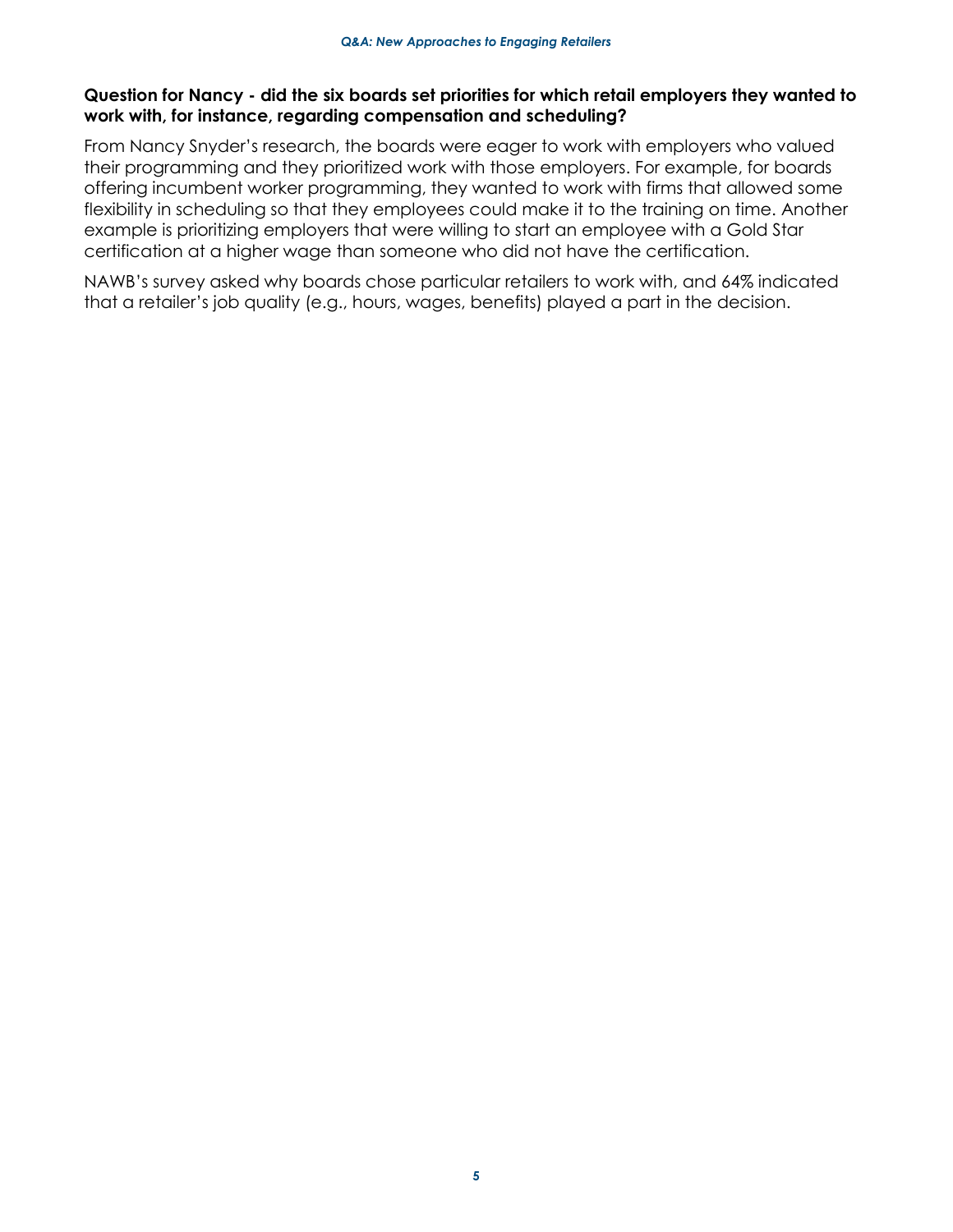**Question for Nancy - did the six boards set priorities for which retail employers they wanted to work with, for instance, regarding compensation and scheduling?**

From Nancy Snyder's research, the boards were eager to work with employers who valued their programming and they prioritized work with those employers. For example, for boards offering incumbent worker programming, they wanted to work with firms that allowed some flexibility in scheduling so that they employees could make it to the training on time. Another example is prioritizing employers that were willing to start an employee with a Gold Star certification at a higher wage than someone who did not have the certification.

NAWB's survey asked why boards chose particular retailers to work with, and 64% indicated that a retailer's job quality (e.g., hours, wages, benefits) played a part in the decision.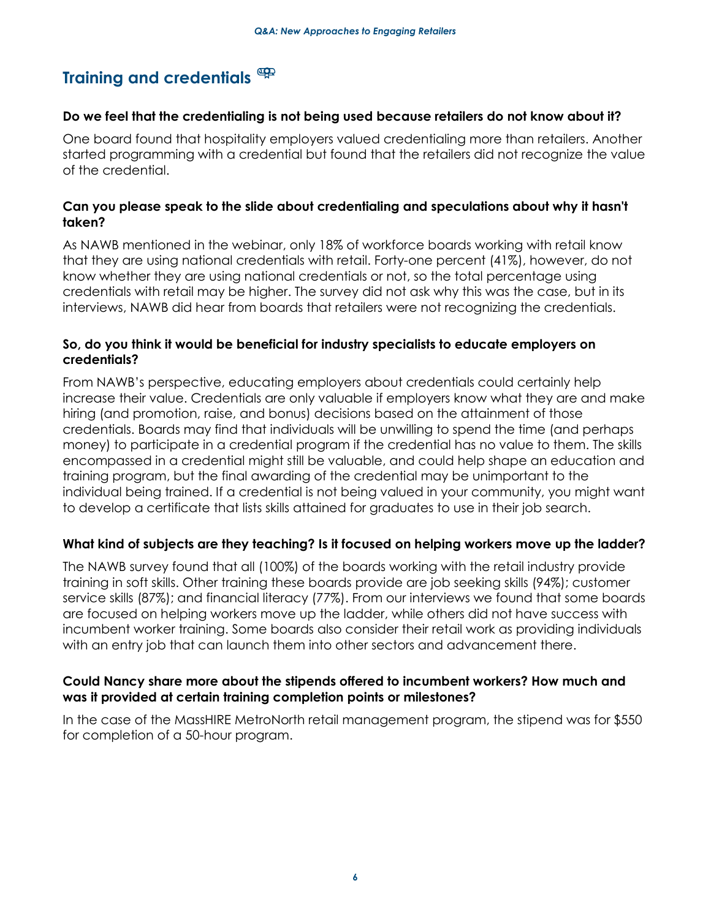## Training and credentials

**Do we feel that the credentialing is not being used because retailers do not know about it?**

One board found that hospitality employers valued credentialing more than retailers. Another started programming with a credential but found that the retailers did not recognize the value of the credential.

**Can you please speak to the slide about credentialing and speculations about why it hasn't taken?**

As NAWB mentioned in the webinar, only 18% of workforce boards working with retail know that they are using national credentials with retail. Forty-one percent (41%), however, do not know whether they are using national credentials or not, so the total percentage using credentials with retail may be higher. The survey did not ask why this was the case, but in its interviews, NAWB did hear from boards that retailers were not recognizing the credentials.

**So, do you think it would be beneficial for industry specialists to educate employers on credentials?**

From NAWB's perspective, educating employers about credentials could certainly help increase their value. Credentials are only valuable if employers know what they are and make hiring (and promotion, raise, and bonus) decisions based on the attainment of those credentials. Boards may find that individuals will be unwilling to spend the time (and perhaps money) to participate in a credential program if the credential has no value to them. The skills encompassed in a credential might still be valuable, and could help shape an education and training program, but the final awarding of the credential may be unimportant to the individual being trained. If a credential is not being valued in your community, you might want to develop a certificate that lists skills attained for graduates to use in their job search.

**What kind of subjects are they teaching? Is it focused on helping workers move up the ladder?**

The NAWB survey found that all (100%) of the boards working with the retail industry provide training in soft skills. Other training these boards provide are job seeking skills (94%); customer service skills (87%); and financial literacy (77%). From our interviews we found that some boards are focused on helping workers move up the ladder, while others did not have success with incumbent worker training. Some boards also consider their retail work as providing individuals with an entry job that can launch them into other sectors and advancement there.

**Could Nancy share more about the stipends offered to incumbent workers? How much and was it provided at certain training completion points or milestones?**

In the case of the MassHIRE MetroNorth retail management program, the stipend was for $550 for completion of a 50-hour program.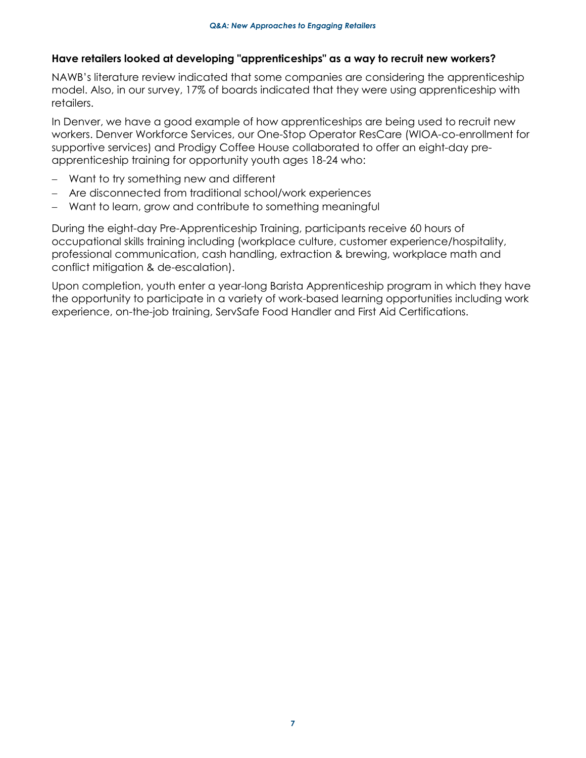**Have retailers looked at developing "apprenticeships" as a way to recruit new workers?**

NAWB's literature review indicated that some companies are considering the apprenticeship model. Also, in our survey, 17% of boards indicated that they were using apprenticeship with retailers.

In Denver, we have a good example of how apprenticeships are being used to recruit new workers. Denver Workforce Services, our One-Stop Operator ResCare (WIOA-co-enrollment for supportive services) and Prodigy Coffee House collaborated to offer an eight-day pre-apprenticeship training for opportunity youth ages 18-24 who:

- Want to try something new and different
- Are disconnected from traditional school/work experiences
- Want to learn, grow and contribute to something meaningful

During the eight-day Pre-Apprenticeship Training, participants receive 60 hours of occupational skills training including (workplace culture, customer experience/hospitality, professional communication, cash handling, extraction & brewing, workplace math and conflict mitigation & de-escalation).

Upon completion, youth enter a year-long Barista Apprenticeship program in which they have the opportunity to participate in a variety of work-based learning opportunities including work experience, on-the-job training, ServSafe Food Handler and First Aid Certifications.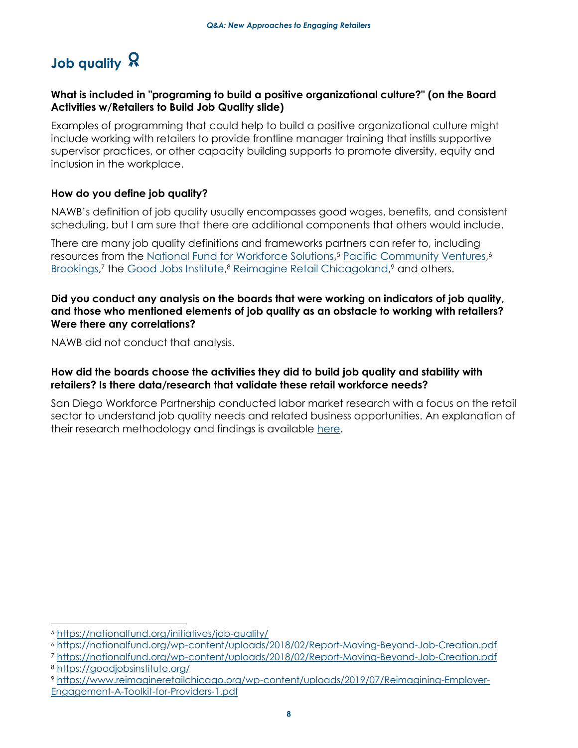# Job quality

**What is included in "programing to build a positive organizational culture?" (on the Board Activities w/Retailers to Build Job Quality slide)**

Examples of programming that could help to build a positive organizational culture might include working with retailers to provide frontline manager training that instills supportive supervisor practices, or other capacity building supports to promote diversity, equity and inclusion in the workplace.

**How do you define job quality?**

NAWB's definition of job quality usually encompasses good wages, benefits, and consistent scheduling, but I am sure that there are additional components that others would include.

There are many job quality definitions and frameworks partners can refer to, including resources from the [National Fund for Workforce Solutions](https://nationalfund.org/initiatives/job-quality/),[5] [Pacific Community Ventures](https://nationalfund.org/wp-content/uploads/2018/02/Report-Moving-Beyond-Job-Creation.pdf),[6] [Brookings](https://nationalfund.org/wp-content/uploads/2018/02/Report-Moving-Beyond-Job-Creation.pdf),[7] the [Good Jobs Institute](https://goodjobsinstitute.org/),[8] [Reimagine Retail Chicagoland](https://www.reimagineretailchicago.org/wp-content/uploads/2019/07/Reimagining-Employer-Engagement-A-Toolkit-for-Providers-1.pdf),[9] and others.

**Did you conduct any analysis on the boards that were working on indicators of job quality, and those who mentioned elements of job quality as an obstacle to working with retailers? Were there any correlations?**

NAWB did not conduct that analysis.

**How did the boards choose the activities they did to build job quality and stability with retailers? Is there data/research that validate these retail workforce needs?**

San Diego Workforce Partnership conducted labor market research with a focus on the retail sector to understand job quality needs and related business opportunities. An explanation of their research methodology and findings is available here.

---

[5] https://nationalfund.org/initiatives/job-quality/
[6] https://nationalfund.org/wp-content/uploads/2018/02/Report-Moving-Beyond-Job-Creation.pdf
[7] https://nationalfund.org/wp-content/uploads/2018/02/Report-Moving-Beyond-Job-Creation.pdf
[8] https://goodjobsinstitute.org/
[9] https://www.reimagineretailchicago.org/wp-content/uploads/2019/07/Reimagining-Employer-Engagement-A-Toolkit-for-Providers-1.pdf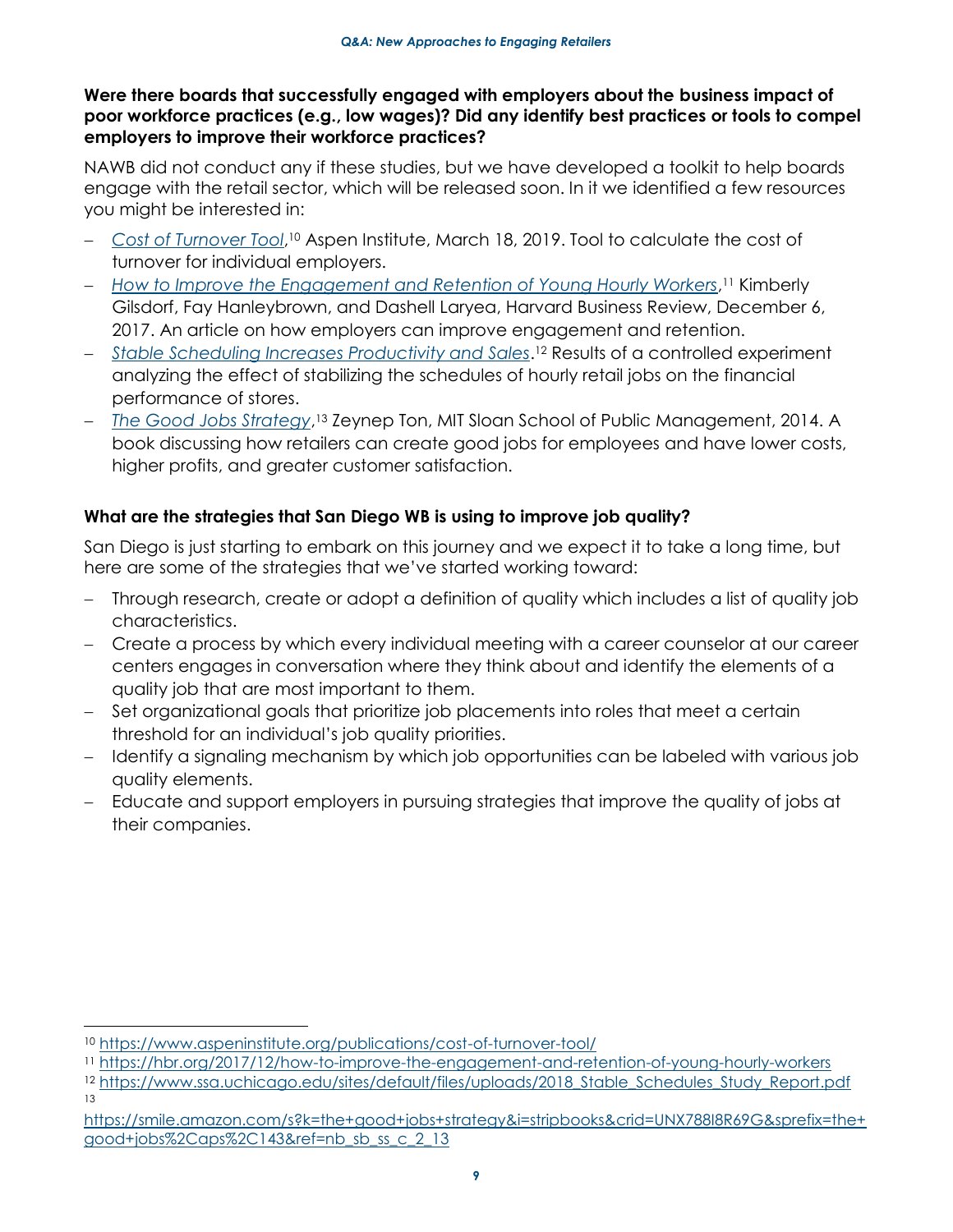**Were there boards that successfully engaged with employers about the business impact of poor workforce practices (e.g., low wages)? Did any identify best practices or tools to compel employers to improve their workforce practices?**

NAWB did not conduct any if these studies, but we have developed a toolkit to help boards engage with the retail sector, which will be released soon. In it we identified a few resources you might be interested in:

- *Cost of Turnover Tool*,[10] Aspen Institute, March 18, 2019. Tool to calculate the cost of turnover for individual employers.
- *How to Improve the Engagement and Retention of Young Hourly Workers*,[11] Kimberly Gilsdorf, Fay Hanleybrown, and Dashell Laryea, Harvard Business Review, December 6, 2017. An article on how employers can improve engagement and retention.
- *Stable Scheduling Increases Productivity and Sales*.[12] Results of a controlled experiment analyzing the effect of stabilizing the schedules of hourly retail jobs on the financial performance of stores.
- *The Good Jobs Strategy*,[13] Zeynep Ton, MIT Sloan School of Public Management, 2014. A book discussing how retailers can create good jobs for employees and have lower costs, higher profits, and greater customer satisfaction.

**What are the strategies that San Diego WB is using to improve job quality?**

San Diego is just starting to embark on this journey and we expect it to take a long time, but here are some of the strategies that we've started working toward:

- Through research, create or adopt a definition of quality which includes a list of quality job characteristics.
- Create a process by which every individual meeting with a career counselor at our career centers engages in conversation where they think about and identify the elements of a quality job that are most important to them.
- Set organizational goals that prioritize job placements into roles that meet a certain threshold for an individual's job quality priorities.
- Identify a signaling mechanism by which job opportunities can be labeled with various job quality elements.
- Educate and support employers in pursuing strategies that improve the quality of jobs at their companies.

---

[10] https://www.aspeninstitute.org/publications/cost-of-turnover-tool/

[11] https://hbr.org/2017/12/how-to-improve-the-engagement-and-retention-of-young-hourly-workers

[12] https://www.ssa.uchicago.edu/sites/default/files/uploads/2018_Stable_Schedules_Study_Report.pdf

[13] https://smile.amazon.com/s?k=the+good+jobs+strategy&i=stripbooks&crid=UNX788I8R69G&sprefix=the+good+jobs%2Caps%2C143&ref=nb_sb_ss_c_2_13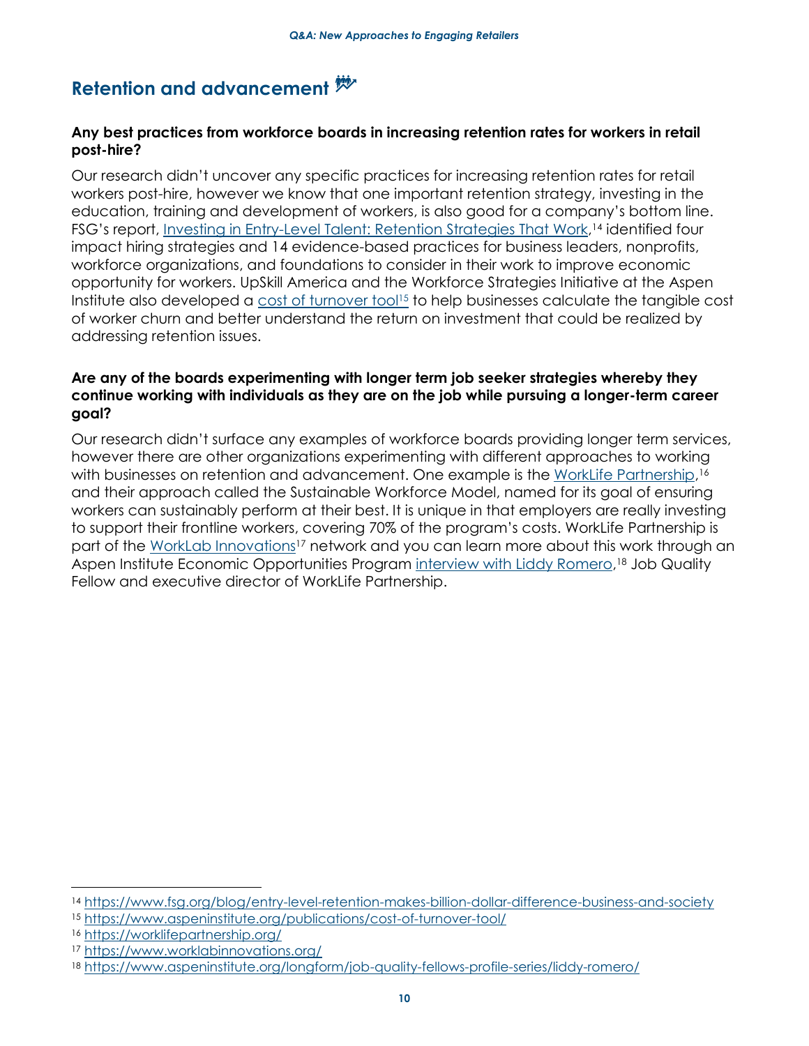## Retention and advancement

**Any best practices from workforce boards in increasing retention rates for workers in retail post-hire?**

Our research didn't uncover any specific practices for increasing retention rates for retail workers post-hire, however we know that one important retention strategy, investing in the education, training and development of workers, is also good for a company's bottom line. FSG's report, [Investing in Entry-Level Talent: Retention Strategies That Work](https://www.fsg.org/blog/entry-level-retention-makes-billion-dollar-difference-business-and-society),[14] identified four impact hiring strategies and 14 evidence-based practices for business leaders, nonprofits, workforce organizations, and foundations to consider in their work to improve economic opportunity for workers. UpSkill America and the Workforce Strategies Initiative at the Aspen Institute also developed a [cost of turnover tool](https://www.aspeninstitute.org/publications/cost-of-turnover-tool/)[15] to help businesses calculate the tangible cost of worker churn and better understand the return on investment that could be realized by addressing retention issues.

**Are any of the boards experimenting with longer term job seeker strategies whereby they continue working with individuals as they are on the job while pursuing a longer-term career goal?**

Our research didn't surface any examples of workforce boards providing longer term services, however there are other organizations experimenting with different approaches to working with businesses on retention and advancement. One example is the [WorkLife Partnership](https://worklifepartnership.org/),[16] and their approach called the Sustainable Workforce Model, named for its goal of ensuring workers can sustainably perform at their best. It is unique in that employers are really investing to support their frontline workers, covering 70% of the program's costs. WorkLife Partnership is part of the [WorkLab Innovations](https://www.worklabinnovations.org/)[17] network and you can learn more about this work through an Aspen Institute Economic Opportunities Program [interview with Liddy Romero](https://www.aspeninstitute.org/longform/job-quality-fellows-profile-series/liddy-romero/),[18] Job Quality Fellow and executive director of WorkLife Partnership.

---

[14] https://www.fsg.org/blog/entry-level-retention-makes-billion-dollar-difference-business-and-society

[15] https://www.aspeninstitute.org/publications/cost-of-turnover-tool/

[16] https://worklifepartnership.org/

[17] https://www.worklabinnovations.org/

[18] https://www.aspeninstitute.org/longform/job-quality-fellows-profile-series/liddy-romero/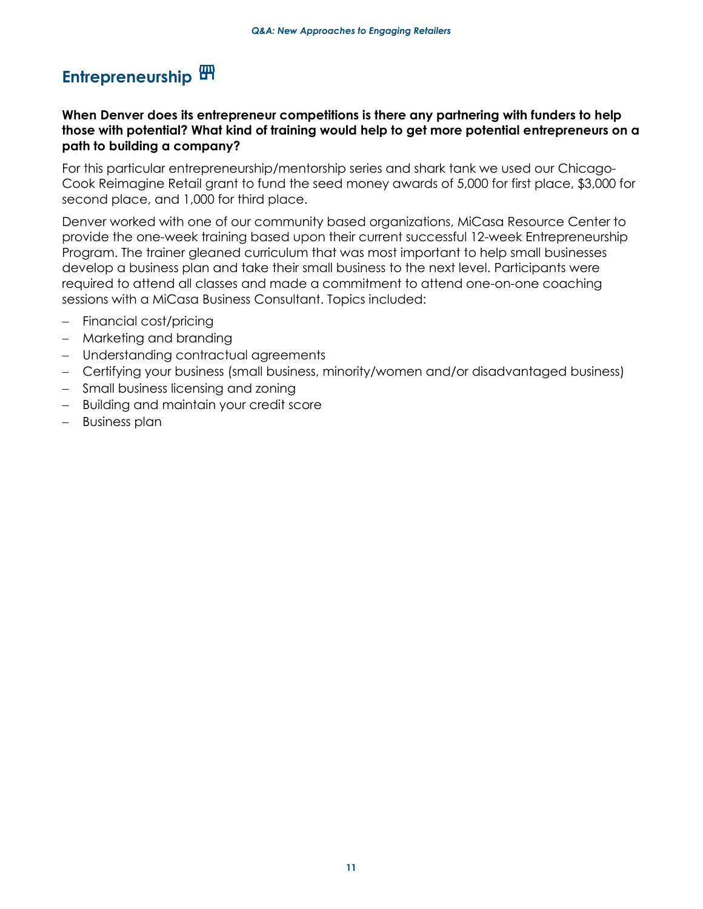## Entrepreneurship

**When Denver does its entrepreneur competitions is there any partnering with funders to help those with potential? What kind of training would help to get more potential entrepreneurs on a path to building a company?**

For this particular entrepreneurship/mentorship series and shark tank we used our Chicago-Cook Reimagine Retail grant to fund the seed money awards of 5,000 for first place, $3,000 for second place, and 1,000 for third place.

Denver worked with one of our community based organizations, MiCasa Resource Center to provide the one-week training based upon their current successful 12-week Entrepreneurship Program. The trainer gleaned curriculum that was most important to help small businesses develop a business plan and take their small business to the next level. Participants were required to attend all classes and made a commitment to attend one-on-one coaching sessions with a MiCasa Business Consultant. Topics included:

- Financial cost/pricing
- Marketing and branding
- Understanding contractual agreements
- Certifying your business (small business, minority/women and/or disadvantaged business)
- Small business licensing and zoning
- Building and maintain your credit score
- Business plan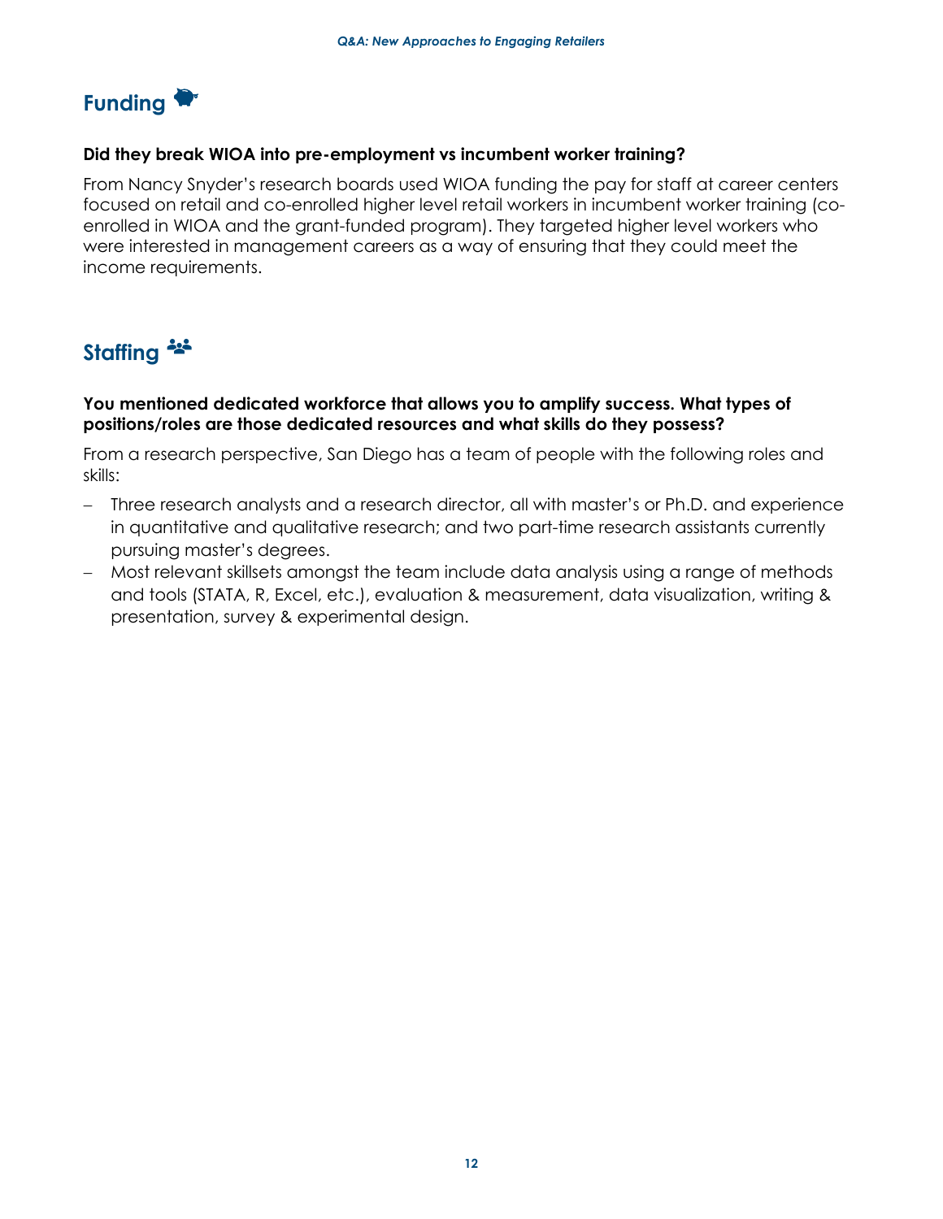## Funding

**Did they break WIOA into pre-employment vs incumbent worker training?**

From Nancy Snyder's research boards used WIOA funding the pay for staff at career centers focused on retail and co-enrolled higher level retail workers in incumbent worker training (co-enrolled in WIOA and the grant-funded program). They targeted higher level workers who were interested in management careers as a way of ensuring that they could meet the income requirements.

## Staffing

**You mentioned dedicated workforce that allows you to amplify success. What types of positions/roles are those dedicated resources and what skills do they possess?**

From a research perspective, San Diego has a team of people with the following roles and skills:

- Three research analysts and a research director, all with master's or Ph.D. and experience in quantitative and qualitative research; and two part-time research assistants currently pursuing master's degrees.
- Most relevant skillsets amongst the team include data analysis using a range of methods and tools (STATA, R, Excel, etc.), evaluation & measurement, data visualization, writing & presentation, survey & experimental design.